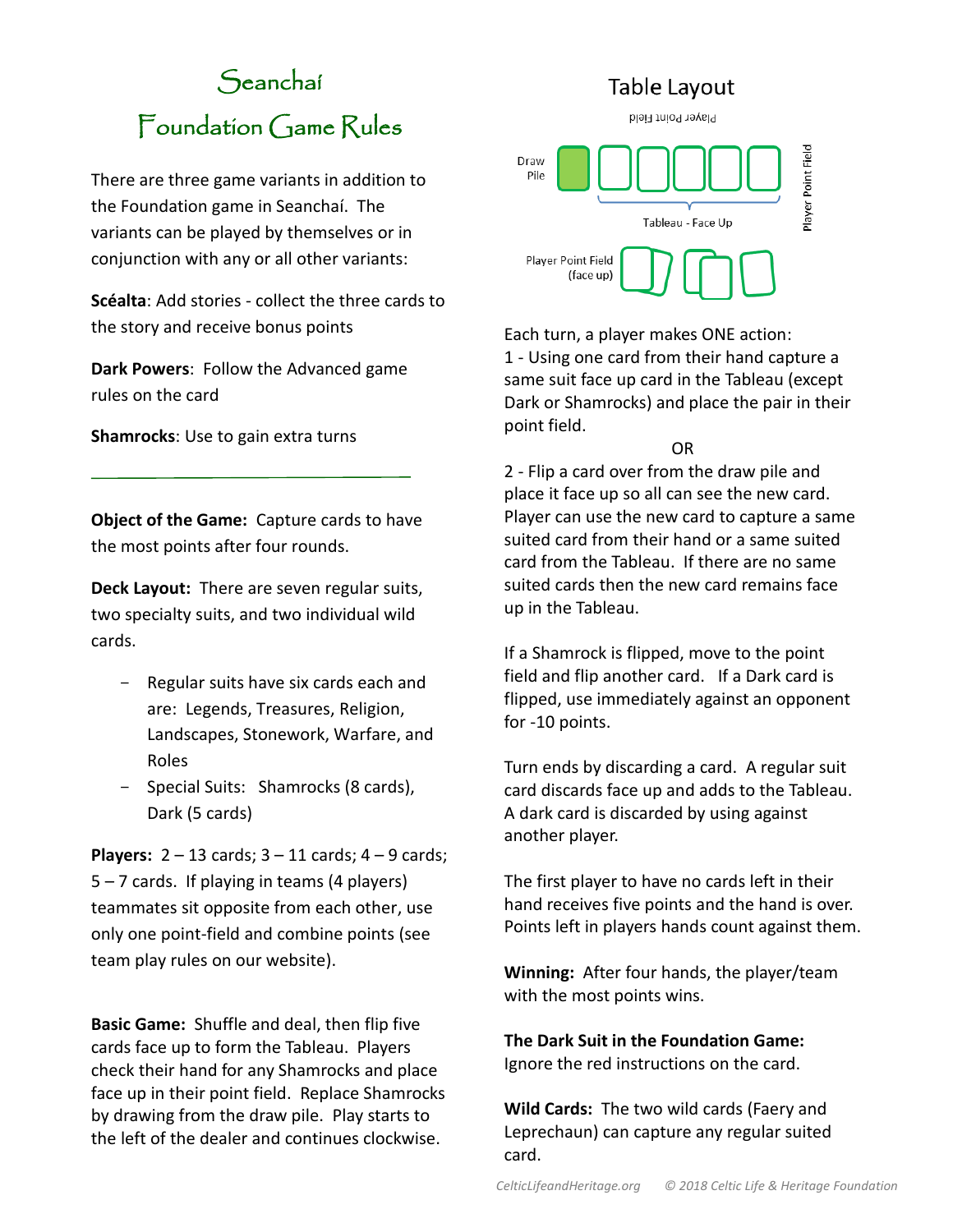# Seanchaí

# Foundation Game Rules

There are three game variants in addition to the Foundation game in Seanchaí. The variants can be played by themselves or in conjunction with any or all other variants:

**Scéalta**: Add stories - collect the three cards to the story and receive bonus points

**Dark Powers**: Follow the Advanced game rules on the card

**Shamrocks**: Use to gain extra turns

---

**Object of the Game:** Capture cards to have the most points after four rounds.

**Deck Layout:** There are seven regular suits, two specialty suits, and two individual wild cards.

- Regular suits have six cards each and are: Legends, Treasures, Religion, Landscapes, Stonework, Warfare, and Roles
- Special Suits: Shamrocks (8 cards), Dark (5 cards)

**Players:** 2 – 13 cards; 3 – 11 cards; 4 – 9 cards; 5 – 7 cards. If playing in teams (4 players) teammates sit opposite from each other, use only one point-field and combine points (see team play rules on our website).

**Basic Game:** Shuffle and deal, then flip five cards face up to form the Tableau. Players check their hand for any Shamrocks and place face up in their point field. Replace Shamrocks by drawing from the draw pile. Play starts to the left of the dealer and continues clockwise.

## Table Layout

Player Point Field

Draw Pile

Tableau - Face Up

Player Point Field

Player Point Field (face up)

Each turn, a player makes ONE action:
1 - Using one card from their hand capture a same suit face up card in the Tableau (except Dark or Shamrocks) and place the pair in their point field.

OR

2 - Flip a card over from the draw pile and place it face up so all can see the new card. Player can use the new card to capture a same suited card from their hand or a same suited card from the Tableau. If there are no same suited cards then the new card remains face up in the Tableau.

If a Shamrock is flipped, move to the point field and flip another card. If a Dark card is flipped, use immediately against an opponent for -10 points.

Turn ends by discarding a card. A regular suit card discards face up and adds to the Tableau. A dark card is discarded by using against another player.

The first player to have no cards left in their hand receives five points and the hand is over. Points left in players hands count against them.

**Winning:** After four hands, the player/team with the most points wins.

**The Dark Suit in the Foundation Game:** Ignore the red instructions on the card.

**Wild Cards:** The two wild cards (Faery and Leprechaun) can capture any regular suited card.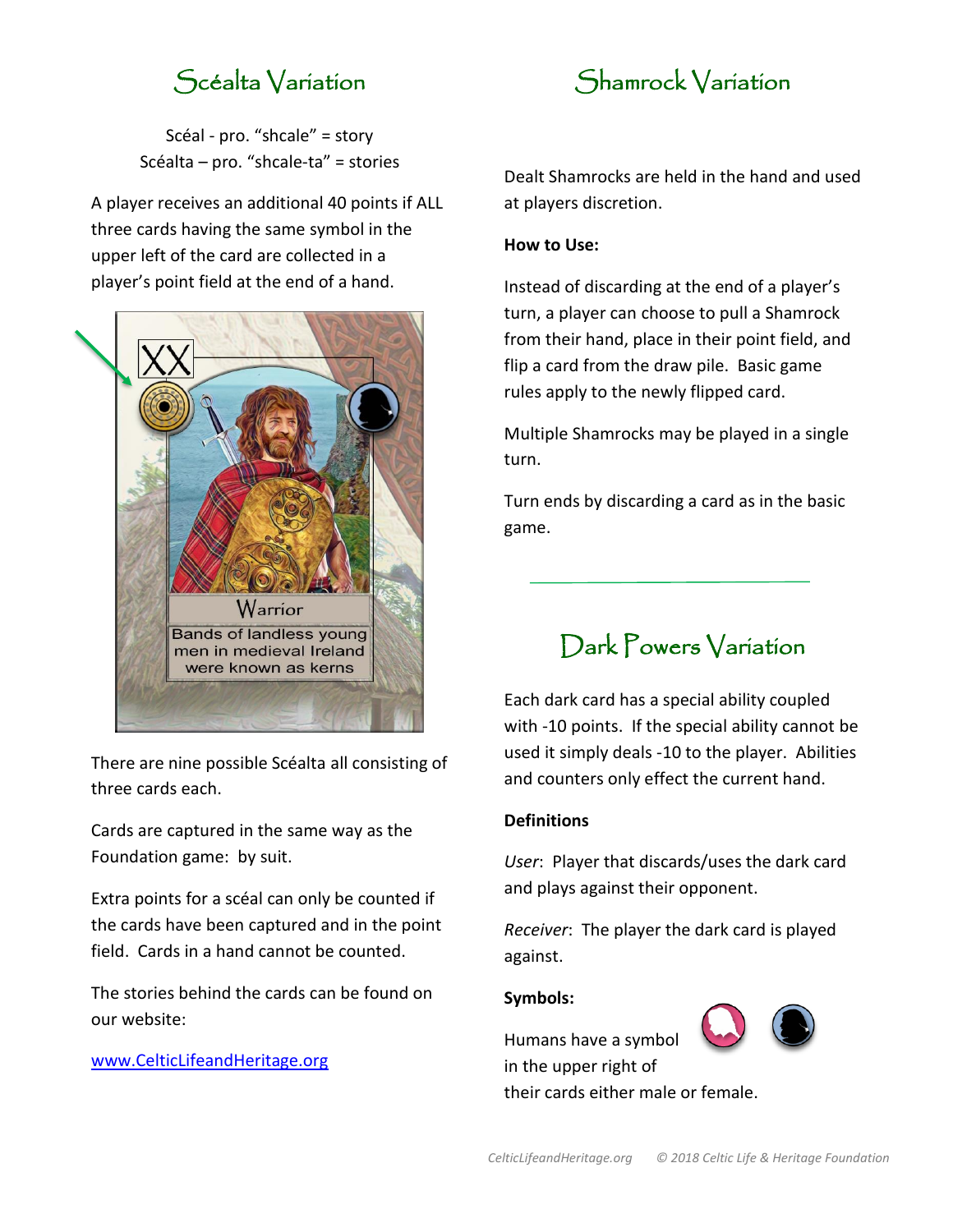# Scéalta Variation

Scéal - pro. "shcale" = story
Scéalta – pro. "shcale-ta" = stories

A player receives an additional 40 points if ALL three cards having the same symbol in the upper left of the card are collected in a player's point field at the end of a hand.

There are nine possible Scéalta all consisting of three cards each.

Cards are captured in the same way as the Foundation game: by suit.

Extra points for a scéal can only be counted if the cards have been captured and in the point field. Cards in a hand cannot be counted.

The stories behind the cards can be found on our website:

[www.CelticLifeandHeritage.org](http://www.CelticLifeandHeritage.org)

# Shamrock Variation

Dealt Shamrocks are held in the hand and used at players discretion.

**How to Use:**

Instead of discarding at the end of a player's turn, a player can choose to pull a Shamrock from their hand, place in their point field, and flip a card from the draw pile. Basic game rules apply to the newly flipped card.

Multiple Shamrocks may be played in a single turn.

Turn ends by discarding a card as in the basic game.

# Dark Powers Variation

Each dark card has a special ability coupled with -10 points. If the special ability cannot be used it simply deals -10 to the player. Abilities and counters only effect the current hand.

**Definitions**

*User*: Player that discards/uses the dark card and plays against their opponent.

*Receiver*: The player the dark card is played against.

**Symbols:**

Humans have a symbol in the upper right of their cards either male or female.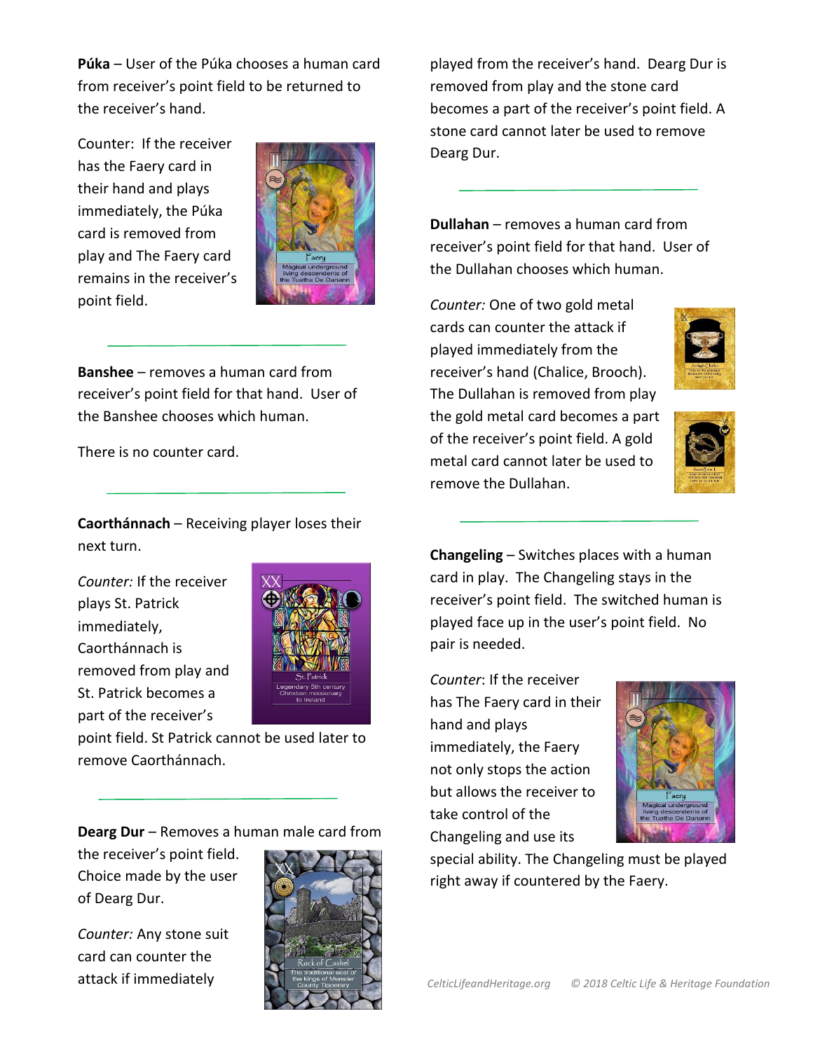**Púka** – User of the Púka chooses a human card from receiver's point field to be returned to the receiver's hand.

Counter: If the receiver has the Faery card in their hand and plays immediately, the Púka card is removed from play and The Faery card remains in the receiver's point field.

---

**Banshee** – removes a human card from receiver's point field for that hand. User of the Banshee chooses which human.

There is no counter card.

---

**Caorthánnach** – Receiving player loses their next turn.

*Counter:* If the receiver plays St. Patrick immediately, Caorthánnach is removed from play and St. Patrick becomes a part of the receiver's point field. St Patrick cannot be used later to remove Caorthánnach.

---

**Dearg Dur** – Removes a human male card from the receiver's point field. Choice made by the user of Dearg Dur.

*Counter:* Any stone suit card can counter the attack if immediately played from the receiver's hand. Dearg Dur is removed from play and the stone card becomes a part of the receiver's point field. A stone card cannot later be used to remove Dearg Dur.

---

**Dullahan** – removes a human card from receiver's point field for that hand. User of the Dullahan chooses which human.

*Counter:* One of two gold metal cards can counter the attack if played immediately from the receiver's hand (Chalice, Brooch). The Dullahan is removed from play the gold metal card becomes a part of the receiver's point field. A gold metal card cannot later be used to remove the Dullahan.

---

**Changeling** – Switches places with a human card in play. The Changeling stays in the receiver's point field. The switched human is played face up in the user's point field. No pair is needed.

*Counter*: If the receiver has The Faery card in their hand and plays immediately, the Faery not only stops the action but allows the receiver to take control of the Changeling and use its special ability. The Changeling must be played right away if countered by the Faery.

*CelticLifeandHeritage.org © 2018 Celtic Life & Heritage Foundation*